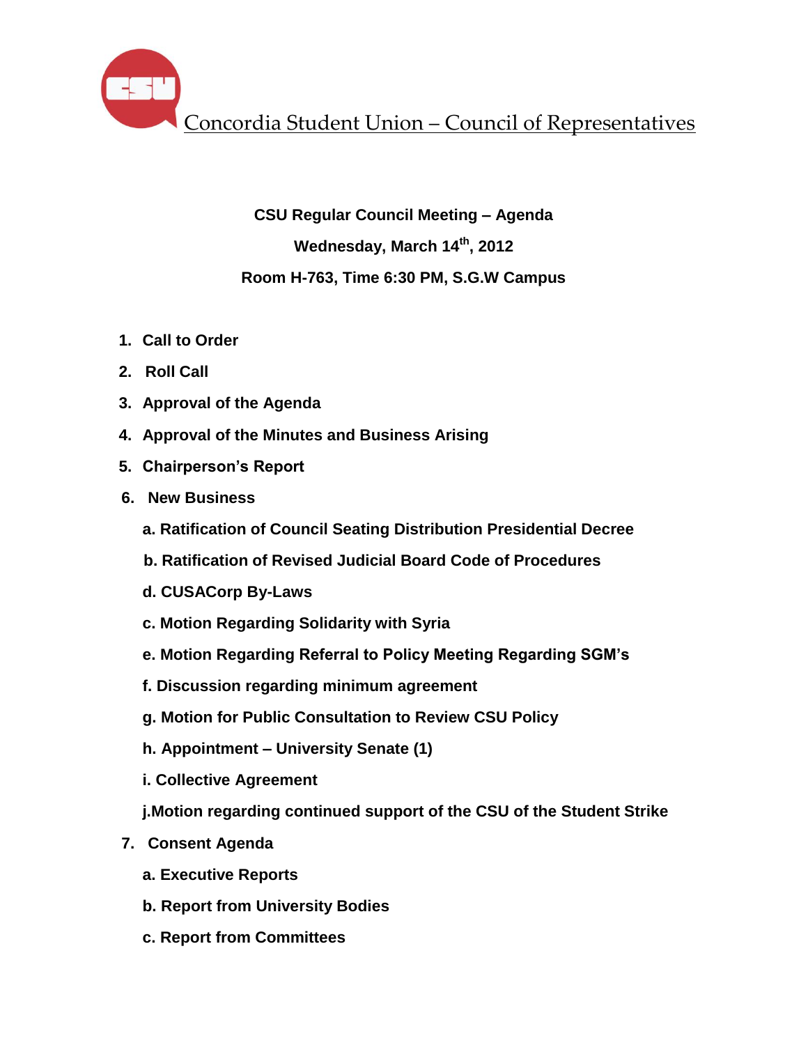# Concordia Student Union – Council of Representatives

**CSU Regular Council Meeting – Agenda**

**Wednesday, March 14th, 2012**

**Room H-763, Time 6:30 PM, S.G.W Campus**

1. **Call to Order**
2. **Roll Call**
3. **Approval of the Agenda**
4. **Approval of the Minutes and Business Arising**
5. **Chairperson's Report**
6. **New Business**
   - **a. Ratification of Council Seating Distribution Presidential Decree**
   - **b. Ratification of Revised Judicial Board Code of Procedures**
   - **d. CUSACorp By-Laws**
   - **c. Motion Regarding Solidarity with Syria**
   - **e. Motion Regarding Referral to Policy Meeting Regarding SGM's**
   - **f. Discussion regarding minimum agreement**
   - **g. Motion for Public Consultation to Review CSU Policy**
   - **h. Appointment – University Senate (1)**
   - **i. Collective Agreement**
   - **j.Motion regarding continued support of the CSU of the Student Strike**
7. **Consent Agenda**
   - **a. Executive Reports**
   - **b. Report from University Bodies**
   - **c. Report from Committees**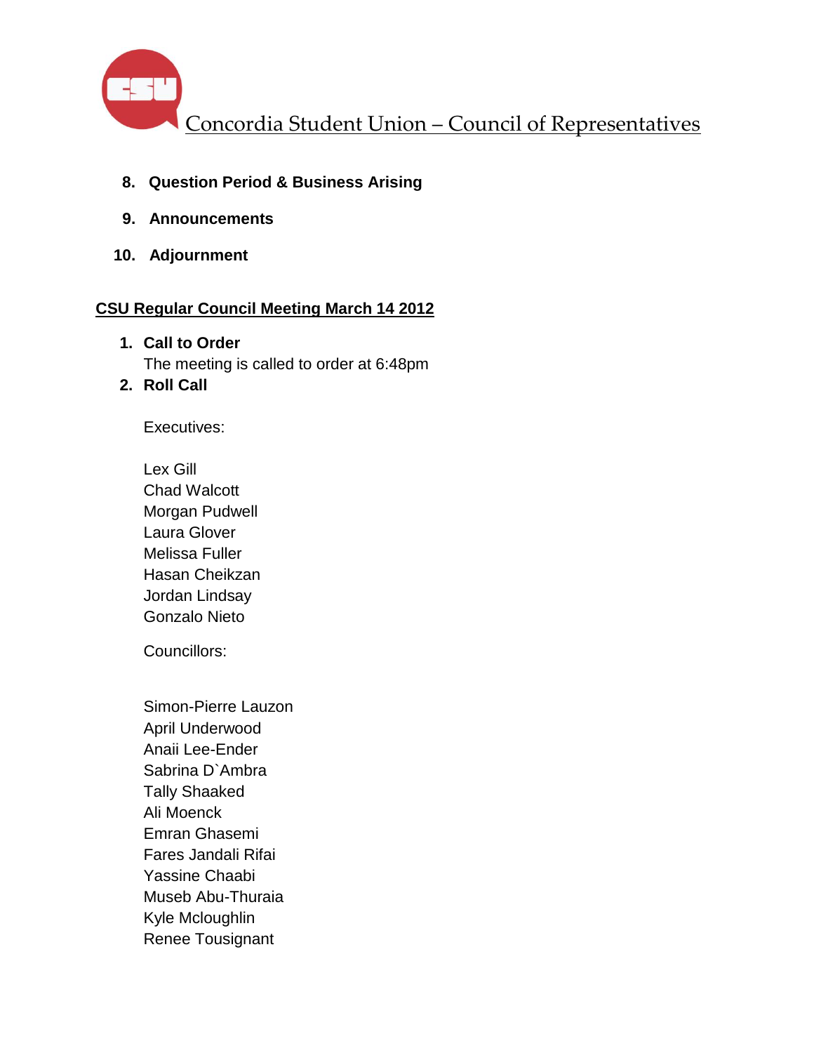8. **Question Period & Business Arising**
9. **Announcements**
10. **Adjournment**

**CSU Regular Council Meeting March 14 2012**

1. **Call to Order**
   The meeting is called to order at 6:48pm
2. **Roll Call**

   Executives:

   Lex Gill
   Chad Walcott
   Morgan Pudwell
   Laura Glover
   Melissa Fuller
   Hasan Cheikzan
   Jordan Lindsay
   Gonzalo Nieto

   Councillors:

   Simon-Pierre Lauzon
   April Underwood
   Anaii Lee-Ender
   Sabrina D`Ambra
   Tally Shaaked
   Ali Moenck
   Emran Ghasemi
   Fares Jandali Rifai
   Yassine Chaabi
   Museb Abu-Thuraia
   Kyle Mcloughlin
   Renee Tousignant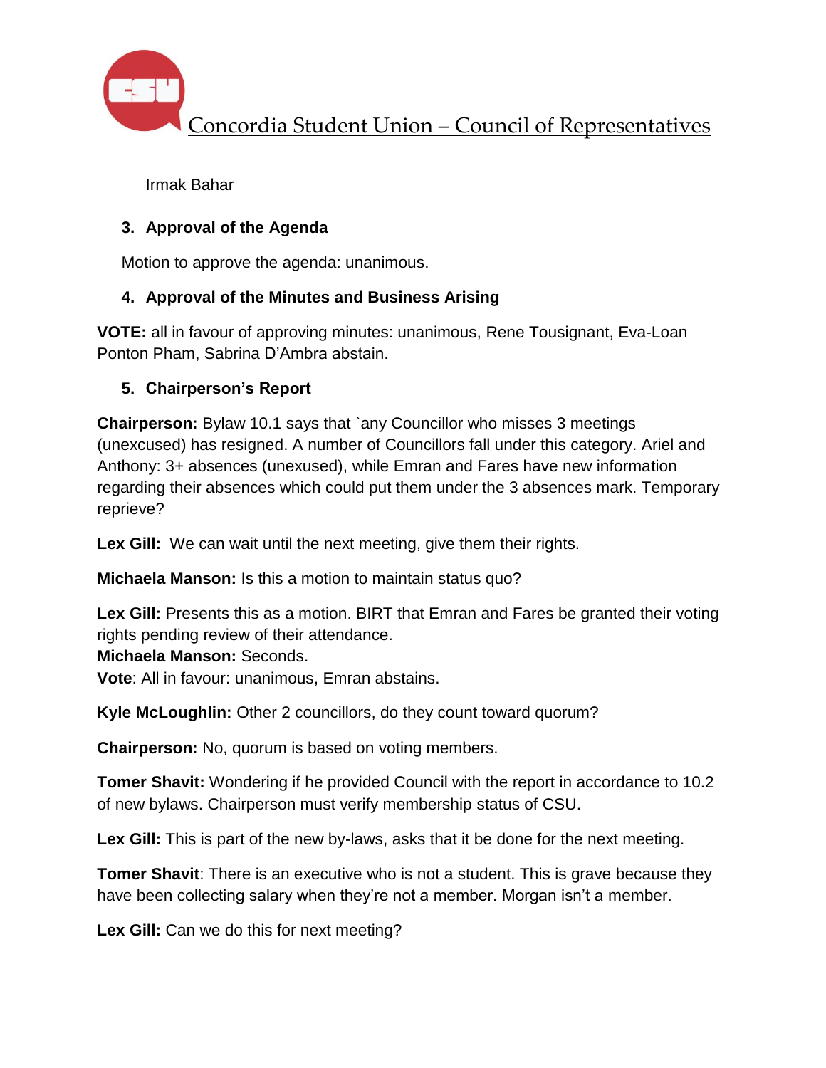Irmak Bahar

3. **Approval of the Agenda**

Motion to approve the agenda: unanimous.

4. **Approval of the Minutes and Business Arising**

**VOTE:** all in favour of approving minutes: unanimous, Rene Tousignant, Eva-Loan Ponton Pham, Sabrina D'Ambra abstain.

5. **Chairperson's Report**

**Chairperson:** Bylaw 10.1 says that `any Councillor who misses 3 meetings (unexcused) has resigned. A number of Councillors fall under this category. Ariel and Anthony: 3+ absences (unexused), while Emran and Fares have new information regarding their absences which could put them under the 3 absences mark. Temporary reprieve?

**Lex Gill:** We can wait until the next meeting, give them their rights.

**Michaela Manson:** Is this a motion to maintain status quo?

**Lex Gill:** Presents this as a motion. BIRT that Emran and Fares be granted their voting rights pending review of their attendance.
**Michaela Manson:** Seconds.
**Vote**: All in favour: unanimous, Emran abstains.

**Kyle McLoughlin:** Other 2 councillors, do they count toward quorum?

**Chairperson:** No, quorum is based on voting members.

**Tomer Shavit:** Wondering if he provided Council with the report in accordance to 10.2 of new bylaws. Chairperson must verify membership status of CSU.

**Lex Gill:** This is part of the new by-laws, asks that it be done for the next meeting.

**Tomer Shavit**: There is an executive who is not a student. This is grave because they have been collecting salary when they're not a member. Morgan isn't a member.

**Lex Gill:** Can we do this for next meeting?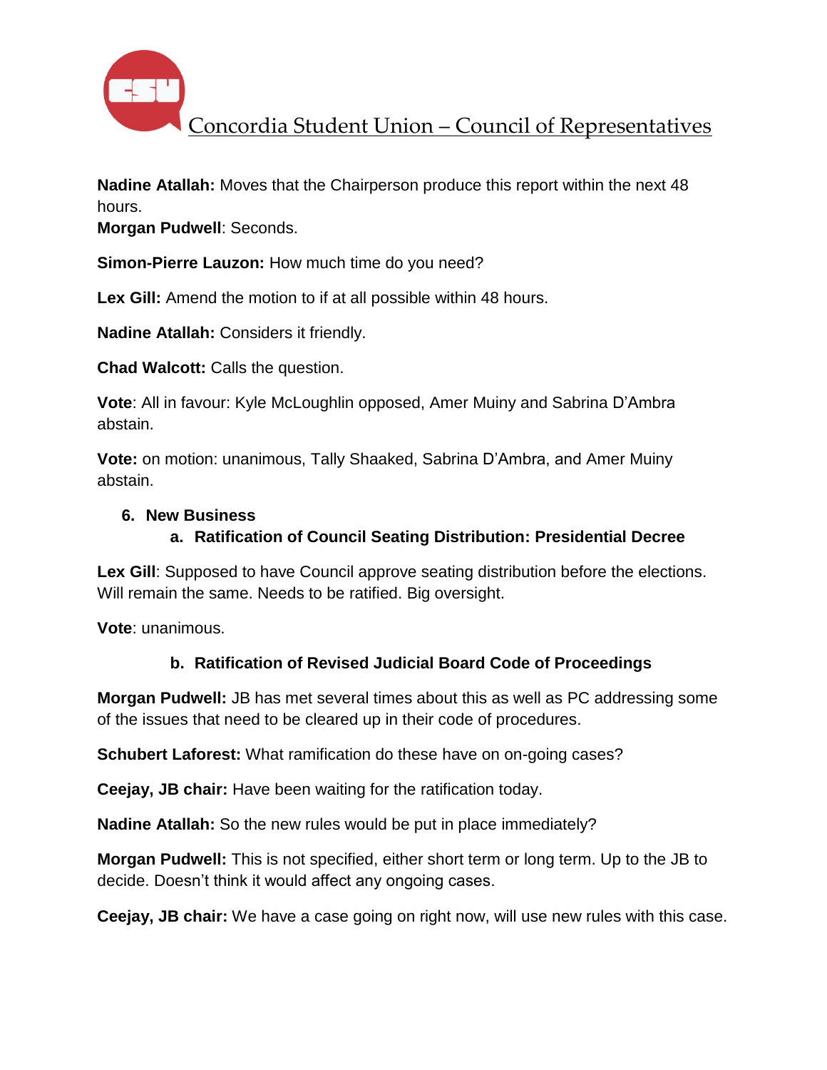**Nadine Atallah:** Moves that the Chairperson produce this report within the next 48 hours.
**Morgan Pudwell**: Seconds.

**Simon-Pierre Lauzon:** How much time do you need?

**Lex Gill:** Amend the motion to if at all possible within 48 hours.

**Nadine Atallah:** Considers it friendly.

**Chad Walcott:** Calls the question.

**Vote**: All in favour: Kyle McLoughlin opposed, Amer Muiny and Sabrina D'Ambra abstain.

**Vote:** on motion: unanimous, Tally Shaaked, Sabrina D'Ambra, and Amer Muiny abstain.

6. **New Business**
   a. **Ratification of Council Seating Distribution: Presidential Decree**

**Lex Gill**: Supposed to have Council approve seating distribution before the elections. Will remain the same. Needs to be ratified. Big oversight.

**Vote**: unanimous.

   b. **Ratification of Revised Judicial Board Code of Proceedings**

**Morgan Pudwell:** JB has met several times about this as well as PC addressing some of the issues that need to be cleared up in their code of procedures.

**Schubert Laforest:** What ramification do these have on on-going cases?

**Ceejay, JB chair:** Have been waiting for the ratification today.

**Nadine Atallah:** So the new rules would be put in place immediately?

**Morgan Pudwell:** This is not specified, either short term or long term. Up to the JB to decide. Doesn't think it would affect any ongoing cases.

**Ceejay, JB chair:** We have a case going on right now, will use new rules with this case.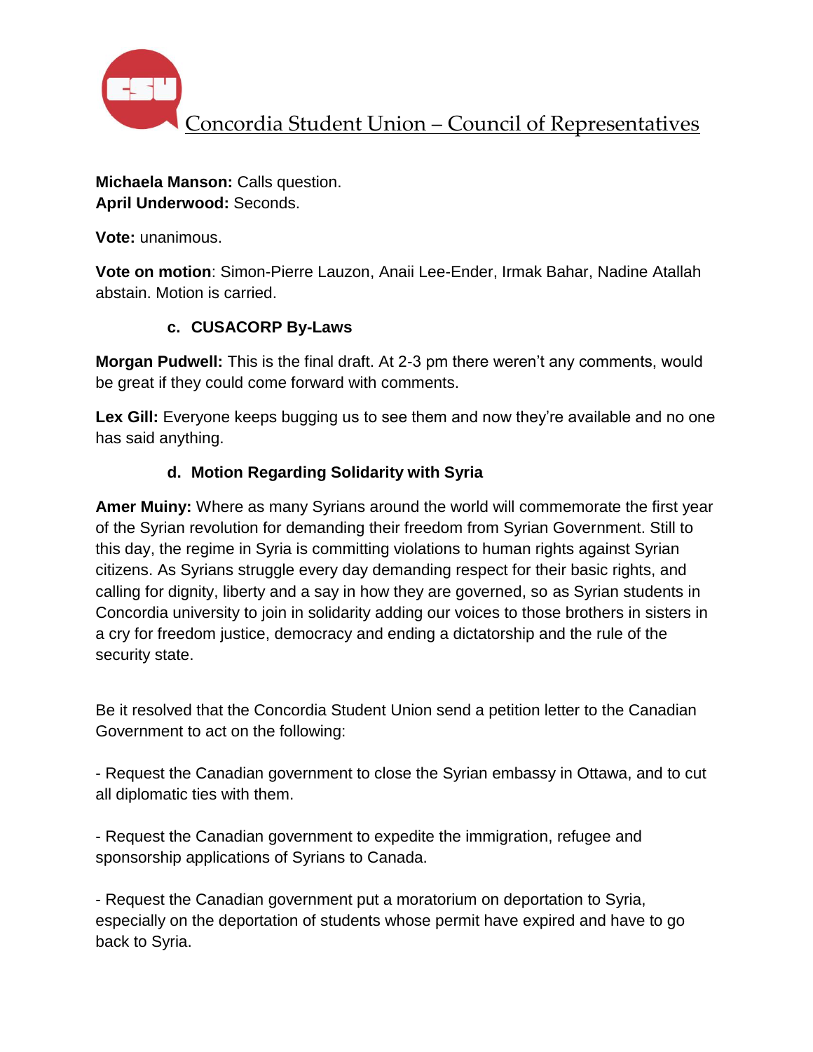**Michaela Manson:** Calls question.
**April Underwood:** Seconds.

**Vote:** unanimous.

**Vote on motion**: Simon-Pierre Lauzon, Anaii Lee-Ender, Irmak Bahar, Nadine Atallah abstain. Motion is carried.

### c. CUSACORP By-Laws

**Morgan Pudwell:** This is the final draft. At 2-3 pm there weren't any comments, would be great if they could come forward with comments.

**Lex Gill:** Everyone keeps bugging us to see them and now they're available and no one has said anything.

### d. Motion Regarding Solidarity with Syria

**Amer Muiny:** Where as many Syrians around the world will commemorate the first year of the Syrian revolution for demanding their freedom from Syrian Government. Still to this day, the regime in Syria is committing violations to human rights against Syrian citizens. As Syrians struggle every day demanding respect for their basic rights, and calling for dignity, liberty and a say in how they are governed, so as Syrian students in Concordia university to join in solidarity adding our voices to those brothers in sisters in a cry for freedom justice, democracy and ending a dictatorship and the rule of the security state.

Be it resolved that the Concordia Student Union send a petition letter to the Canadian Government to act on the following:

- Request the Canadian government to close the Syrian embassy in Ottawa, and to cut all diplomatic ties with them.

- Request the Canadian government to expedite the immigration, refugee and sponsorship applications of Syrians to Canada.

- Request the Canadian government put a moratorium on deportation to Syria, especially on the deportation of students whose permit have expired and have to go back to Syria.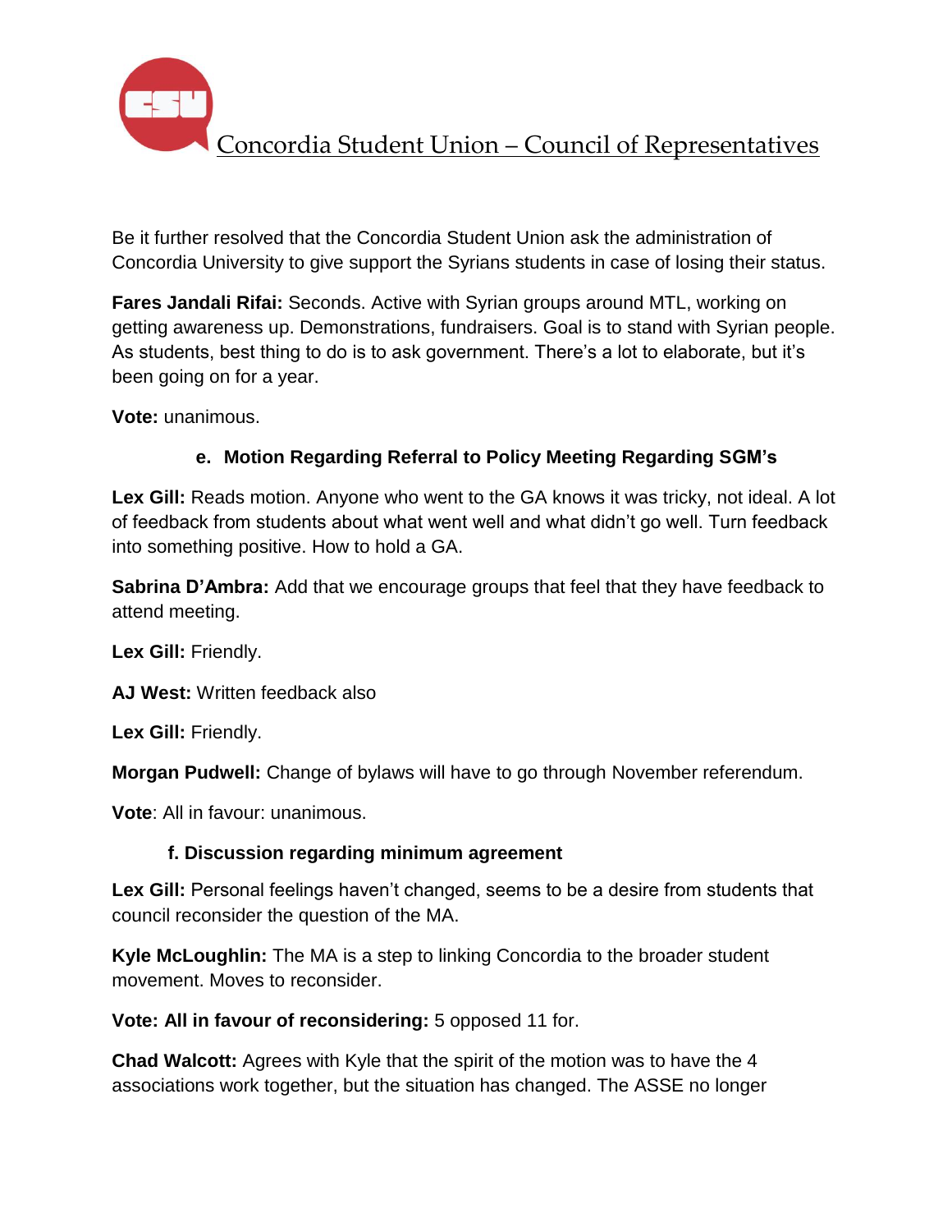Be it further resolved that the Concordia Student Union ask the administration of Concordia University to give support the Syrians students in case of losing their status.

**Fares Jandali Rifai:** Seconds. Active with Syrian groups around MTL, working on getting awareness up. Demonstrations, fundraisers. Goal is to stand with Syrian people. As students, best thing to do is to ask government. There's a lot to elaborate, but it's been going on for a year.

**Vote:** unanimous.

### e. Motion Regarding Referral to Policy Meeting Regarding SGM's

**Lex Gill:** Reads motion. Anyone who went to the GA knows it was tricky, not ideal. A lot of feedback from students about what went well and what didn't go well. Turn feedback into something positive. How to hold a GA.

**Sabrina D'Ambra:** Add that we encourage groups that feel that they have feedback to attend meeting.

**Lex Gill:** Friendly.

**AJ West:** Written feedback also

**Lex Gill:** Friendly.

**Morgan Pudwell:** Change of bylaws will have to go through November referendum.

**Vote**: All in favour: unanimous.

### f. Discussion regarding minimum agreement

**Lex Gill:** Personal feelings haven't changed, seems to be a desire from students that council reconsider the question of the MA.

**Kyle McLoughlin:** The MA is a step to linking Concordia to the broader student movement. Moves to reconsider.

**Vote: All in favour of reconsidering:** 5 opposed 11 for.

**Chad Walcott:** Agrees with Kyle that the spirit of the motion was to have the 4 associations work together, but the situation has changed. The ASSE no longer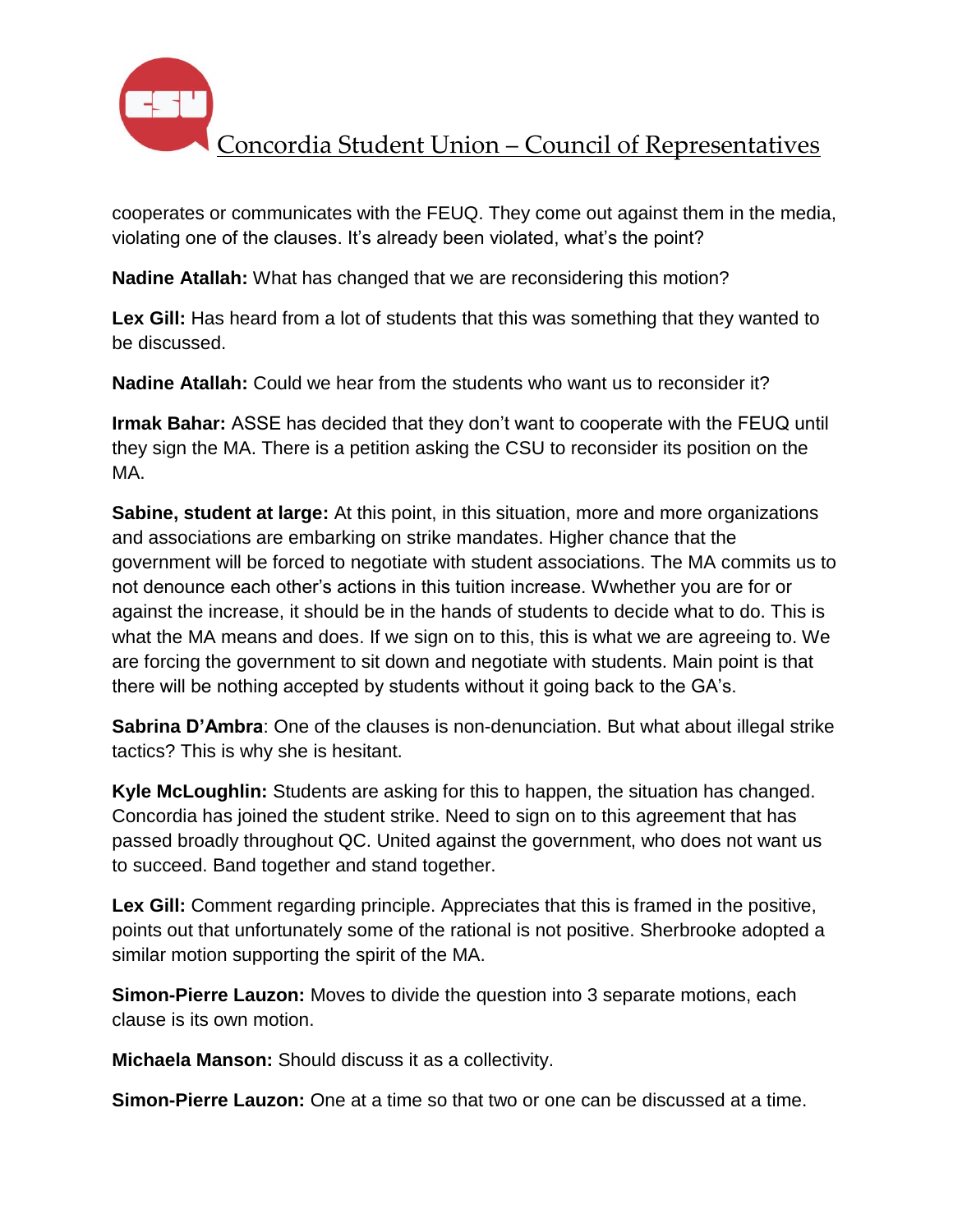cooperates or communicates with the FEUQ. They come out against them in the media, violating one of the clauses. It's already been violated, what's the point?

**Nadine Atallah:** What has changed that we are reconsidering this motion?

**Lex Gill:** Has heard from a lot of students that this was something that they wanted to be discussed.

**Nadine Atallah:** Could we hear from the students who want us to reconsider it?

**Irmak Bahar:** ASSE has decided that they don't want to cooperate with the FEUQ until they sign the MA. There is a petition asking the CSU to reconsider its position on the MA.

**Sabine, student at large:** At this point, in this situation, more and more organizations and associations are embarking on strike mandates. Higher chance that the government will be forced to negotiate with student associations. The MA commits us to not denounce each other's actions in this tuition increase. Wwhether you are for or against the increase, it should be in the hands of students to decide what to do. This is what the MA means and does. If we sign on to this, this is what we are agreeing to. We are forcing the government to sit down and negotiate with students. Main point is that there will be nothing accepted by students without it going back to the GA's.

**Sabrina D'Ambra**: One of the clauses is non-denunciation. But what about illegal strike tactics? This is why she is hesitant.

**Kyle McLoughlin:** Students are asking for this to happen, the situation has changed. Concordia has joined the student strike. Need to sign on to this agreement that has passed broadly throughout QC. United against the government, who does not want us to succeed. Band together and stand together.

**Lex Gill:** Comment regarding principle. Appreciates that this is framed in the positive, points out that unfortunately some of the rational is not positive. Sherbrooke adopted a similar motion supporting the spirit of the MA.

**Simon-Pierre Lauzon:** Moves to divide the question into 3 separate motions, each clause is its own motion.

**Michaela Manson:** Should discuss it as a collectivity.

**Simon-Pierre Lauzon:** One at a time so that two or one can be discussed at a time.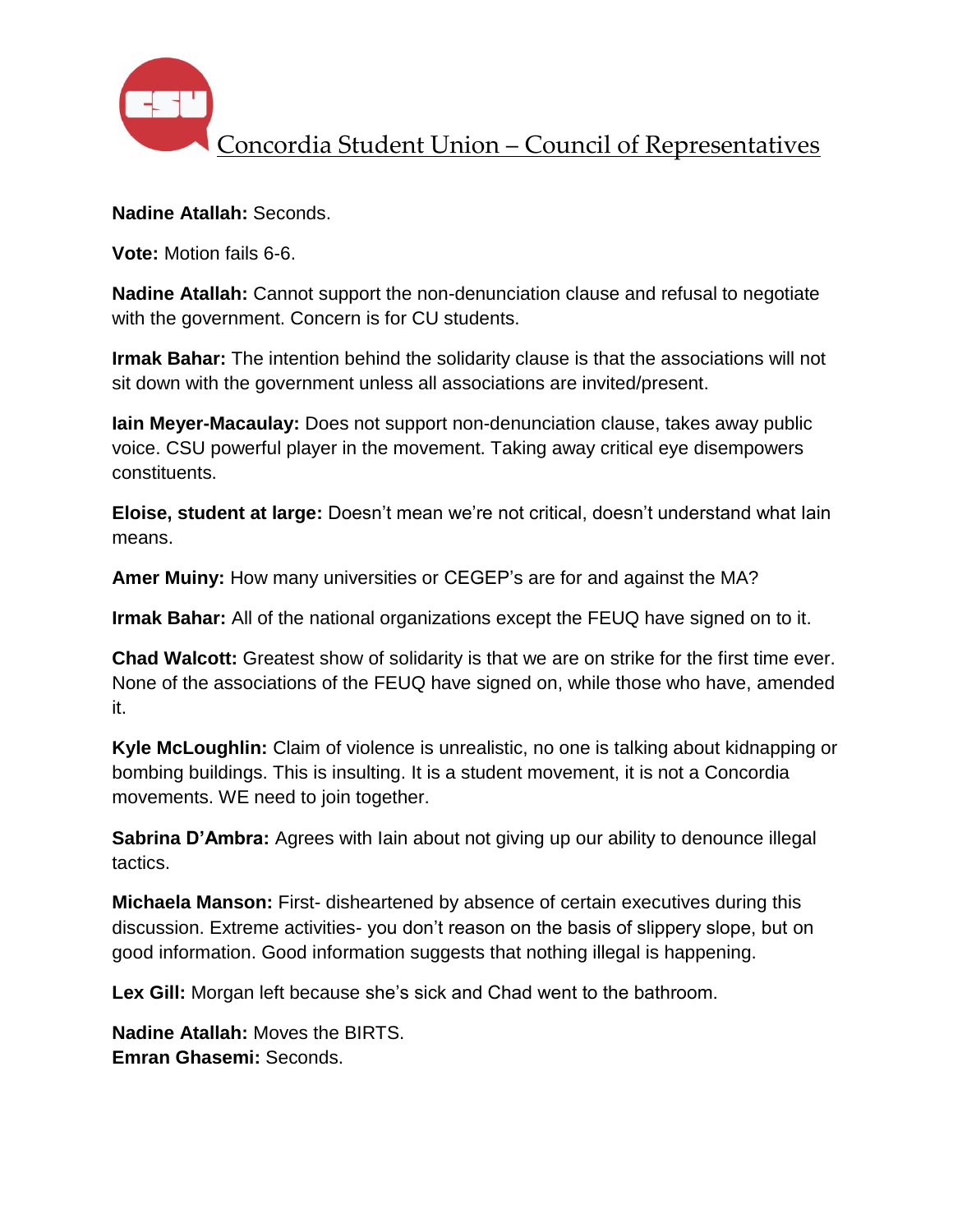**Nadine Atallah:** Seconds.

**Vote:** Motion fails 6-6.

**Nadine Atallah:** Cannot support the non-denunciation clause and refusal to negotiate with the government. Concern is for CU students.

**Irmak Bahar:** The intention behind the solidarity clause is that the associations will not sit down with the government unless all associations are invited/present.

**Iain Meyer-Macaulay:** Does not support non-denunciation clause, takes away public voice. CSU powerful player in the movement. Taking away critical eye disempowers constituents.

**Eloise, student at large:** Doesn't mean we're not critical, doesn't understand what Iain means.

**Amer Muiny:** How many universities or CEGEP's are for and against the MA?

**Irmak Bahar:** All of the national organizations except the FEUQ have signed on to it.

**Chad Walcott:** Greatest show of solidarity is that we are on strike for the first time ever. None of the associations of the FEUQ have signed on, while those who have, amended it.

**Kyle McLoughlin:** Claim of violence is unrealistic, no one is talking about kidnapping or bombing buildings. This is insulting. It is a student movement, it is not a Concordia movements. WE need to join together.

**Sabrina D'Ambra:** Agrees with Iain about not giving up our ability to denounce illegal tactics.

**Michaela Manson:** First- disheartened by absence of certain executives during this discussion. Extreme activities- you don't reason on the basis of slippery slope, but on good information. Good information suggests that nothing illegal is happening.

**Lex Gill:** Morgan left because she's sick and Chad went to the bathroom.

**Nadine Atallah:** Moves the BIRTS.
**Emran Ghasemi:** Seconds.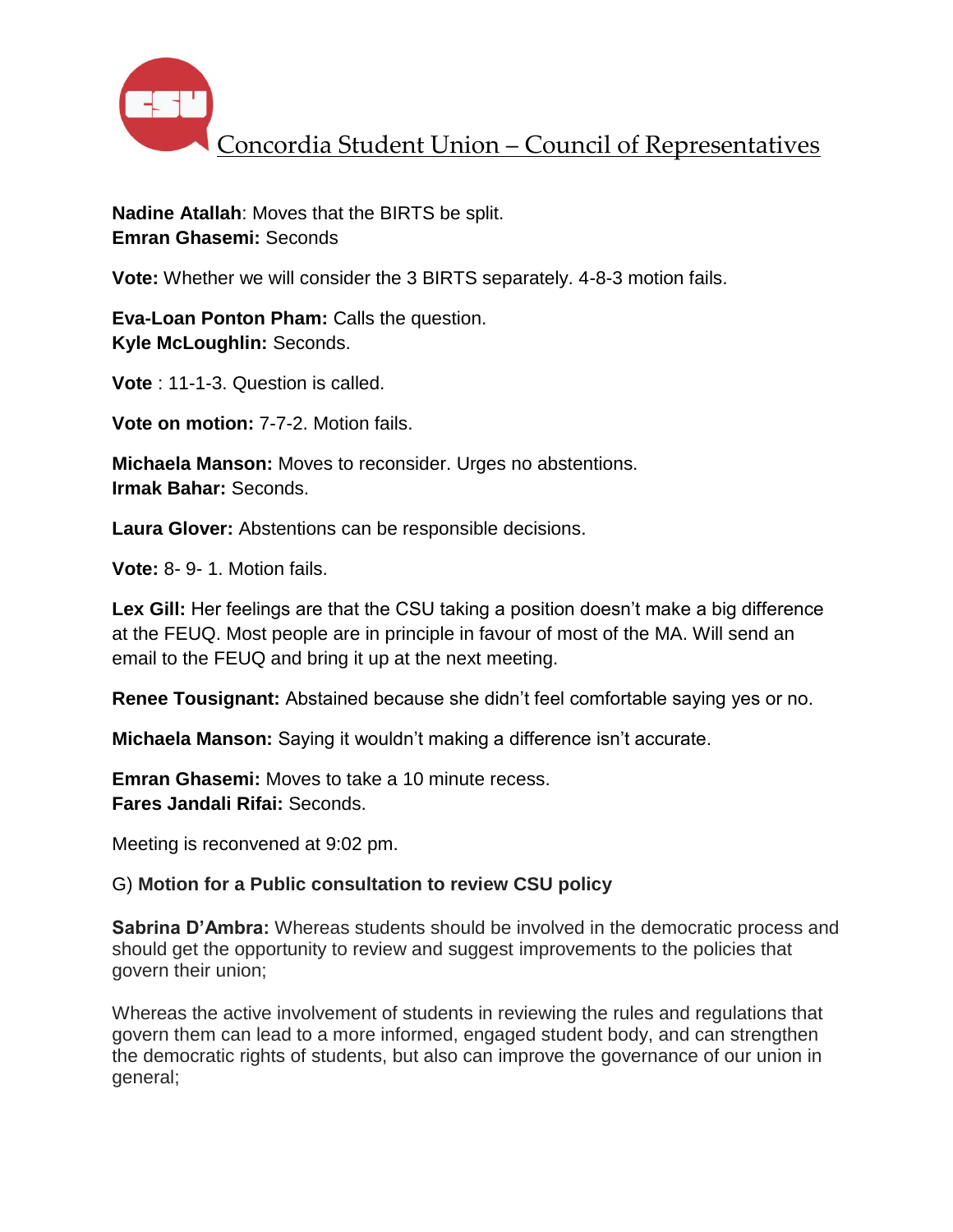**Nadine Atallah**: Moves that the BIRTS be split.
**Emran Ghasemi:** Seconds

**Vote:** Whether we will consider the 3 BIRTS separately. 4-8-3 motion fails.

**Eva-Loan Ponton Pham:** Calls the question.
**Kyle McLoughlin:** Seconds.

**Vote** : 11-1-3. Question is called.

**Vote on motion:** 7-7-2. Motion fails.

**Michaela Manson:** Moves to reconsider. Urges no abstentions.
**Irmak Bahar:** Seconds.

**Laura Glover:** Abstentions can be responsible decisions.

**Vote:** 8- 9- 1. Motion fails.

**Lex Gill:** Her feelings are that the CSU taking a position doesn't make a big difference at the FEUQ. Most people are in principle in favour of most of the MA. Will send an email to the FEUQ and bring it up at the next meeting.

**Renee Tousignant:** Abstained because she didn't feel comfortable saying yes or no.

**Michaela Manson:** Saying it wouldn't making a difference isn't accurate.

**Emran Ghasemi:** Moves to take a 10 minute recess.
**Fares Jandali Rifai:** Seconds.

Meeting is reconvened at 9:02 pm.

G) **Motion for a Public consultation to review CSU policy**

**Sabrina D'Ambra:** Whereas students should be involved in the democratic process and should get the opportunity to review and suggest improvements to the policies that govern their union;

Whereas the active involvement of students in reviewing the rules and regulations that govern them can lead to a more informed, engaged student body, and can strengthen the democratic rights of students, but also can improve the governance of our union in general;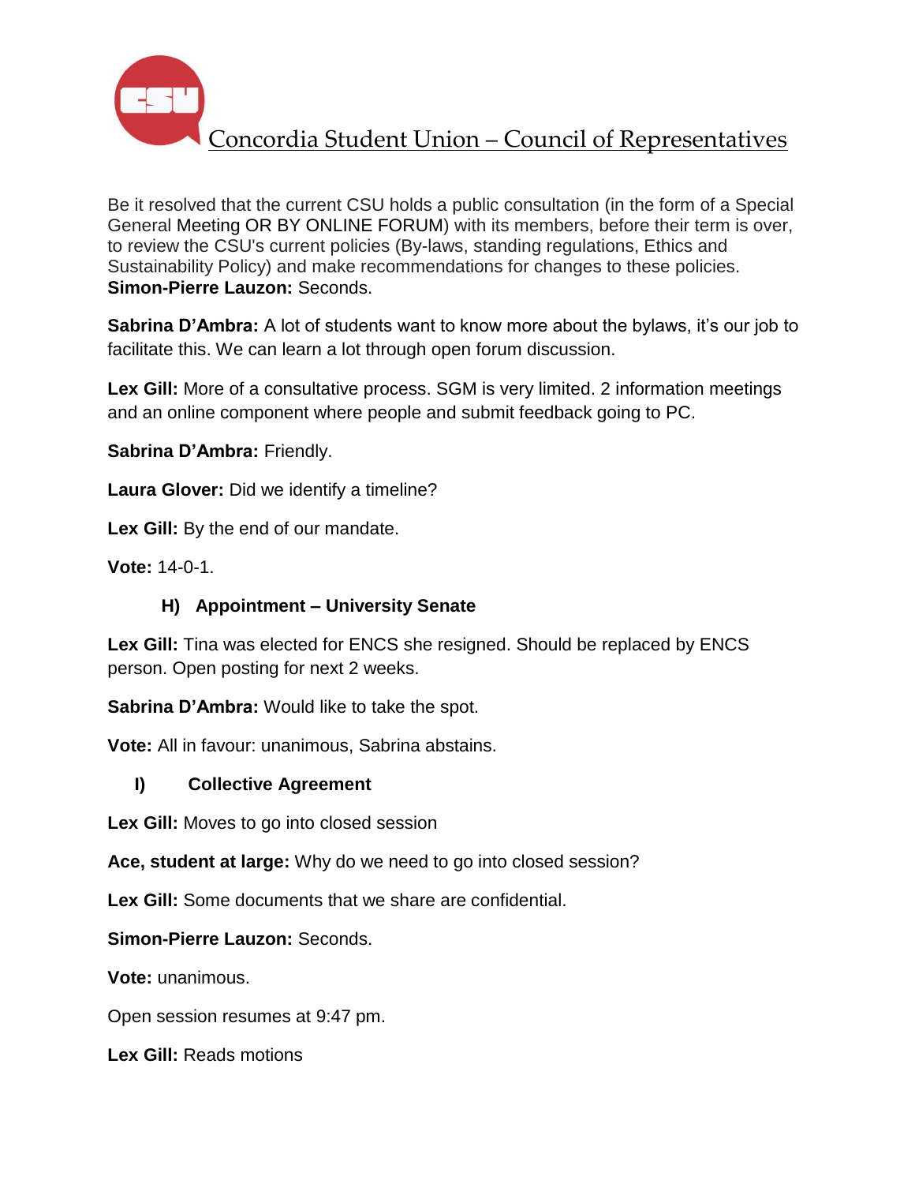Be it resolved that the current CSU holds a public consultation (in the form of a Special General Meeting OR BY ONLINE FORUM) with its members, before their term is over, to review the CSU's current policies (By-laws, standing regulations, Ethics and Sustainability Policy) and make recommendations for changes to these policies.
**Simon-Pierre Lauzon:** Seconds.

**Sabrina D'Ambra:** A lot of students want to know more about the bylaws, it's our job to facilitate this. We can learn a lot through open forum discussion.

**Lex Gill:** More of a consultative process. SGM is very limited. 2 information meetings and an online component where people and submit feedback going to PC.

**Sabrina D'Ambra:** Friendly.

**Laura Glover:** Did we identify a timeline?

**Lex Gill:** By the end of our mandate.

**Vote:** 14-0-1.

### H) Appointment – University Senate

**Lex Gill:** Tina was elected for ENCS she resigned. Should be replaced by ENCS person. Open posting for next 2 weeks.

**Sabrina D'Ambra:** Would like to take the spot.

**Vote:** All in favour: unanimous, Sabrina abstains.

### I) Collective Agreement

**Lex Gill:** Moves to go into closed session

**Ace, student at large:** Why do we need to go into closed session?

**Lex Gill:** Some documents that we share are confidential.

**Simon-Pierre Lauzon:** Seconds.

**Vote:** unanimous.

Open session resumes at 9:47 pm.

**Lex Gill:** Reads motions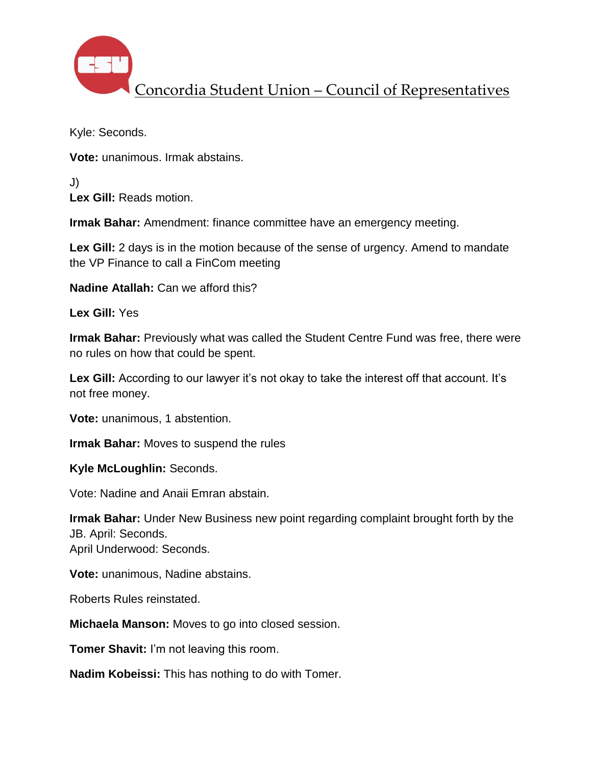Kyle: Seconds.

**Vote:** unanimous. Irmak abstains.

J)
**Lex Gill:** Reads motion.

**Irmak Bahar:** Amendment: finance committee have an emergency meeting.

**Lex Gill:** 2 days is in the motion because of the sense of urgency. Amend to mandate the VP Finance to call a FinCom meeting

**Nadine Atallah:** Can we afford this?

**Lex Gill:** Yes

**Irmak Bahar:** Previously what was called the Student Centre Fund was free, there were no rules on how that could be spent.

**Lex Gill:** According to our lawyer it's not okay to take the interest off that account. It's not free money.

**Vote:** unanimous, 1 abstention.

**Irmak Bahar:** Moves to suspend the rules

**Kyle McLoughlin:** Seconds.

Vote: Nadine and Anaii Emran abstain.

**Irmak Bahar:** Under New Business new point regarding complaint brought forth by the JB. April: Seconds.
April Underwood: Seconds.

**Vote:** unanimous, Nadine abstains.

Roberts Rules reinstated.

**Michaela Manson:** Moves to go into closed session.

**Tomer Shavit:** I'm not leaving this room.

**Nadim Kobeissi:** This has nothing to do with Tomer.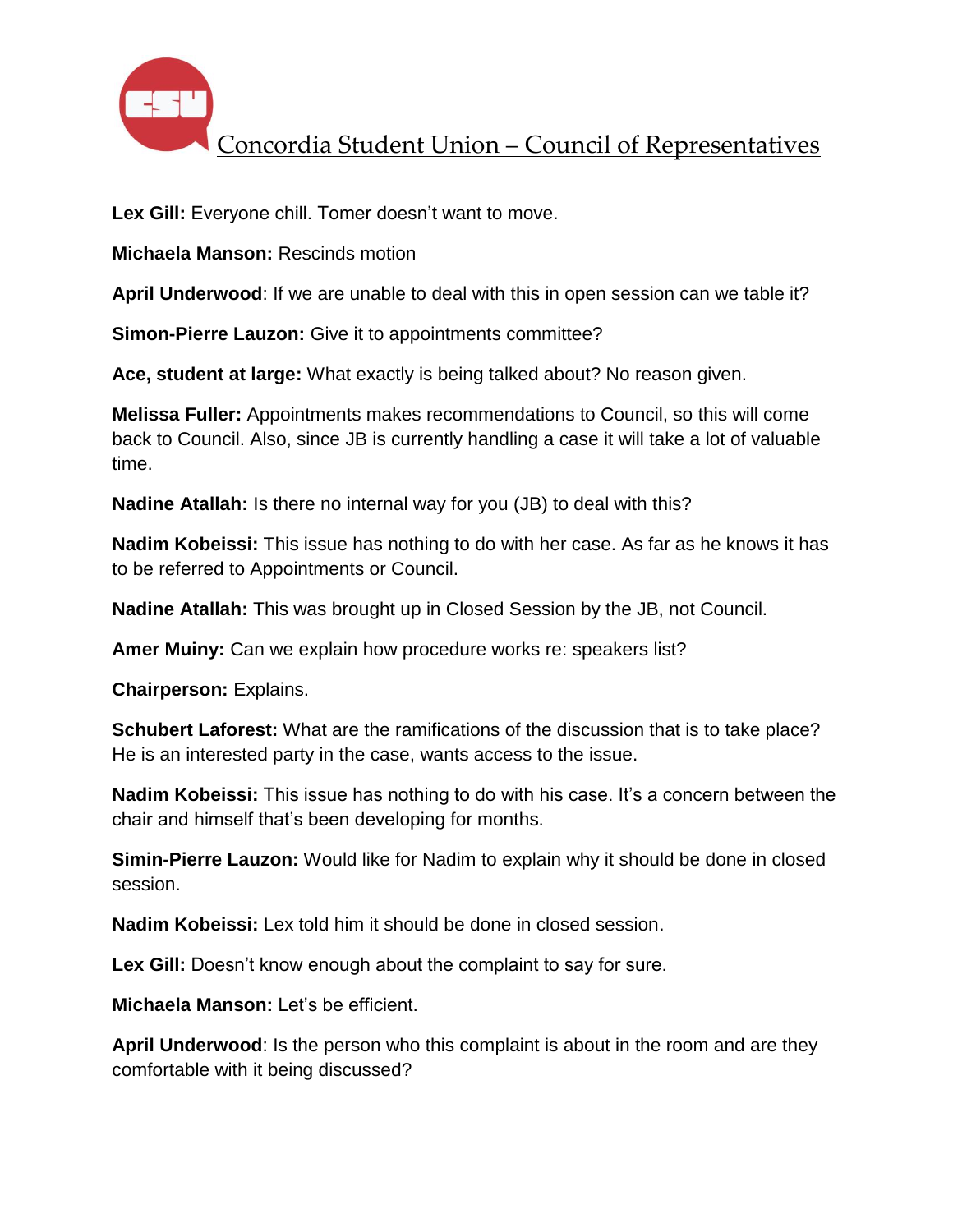**Lex Gill:** Everyone chill. Tomer doesn't want to move.

**Michaela Manson:** Rescinds motion

**April Underwood**: If we are unable to deal with this in open session can we table it?

**Simon-Pierre Lauzon:** Give it to appointments committee?

**Ace, student at large:** What exactly is being talked about? No reason given.

**Melissa Fuller:** Appointments makes recommendations to Council, so this will come back to Council. Also, since JB is currently handling a case it will take a lot of valuable time.

**Nadine Atallah:** Is there no internal way for you (JB) to deal with this?

**Nadim Kobeissi:** This issue has nothing to do with her case. As far as he knows it has to be referred to Appointments or Council.

**Nadine Atallah:** This was brought up in Closed Session by the JB, not Council.

**Amer Muiny:** Can we explain how procedure works re: speakers list?

**Chairperson:** Explains.

**Schubert Laforest:** What are the ramifications of the discussion that is to take place? He is an interested party in the case, wants access to the issue.

**Nadim Kobeissi:** This issue has nothing to do with his case. It's a concern between the chair and himself that's been developing for months.

**Simin-Pierre Lauzon:** Would like for Nadim to explain why it should be done in closed session.

**Nadim Kobeissi:** Lex told him it should be done in closed session.

**Lex Gill:** Doesn't know enough about the complaint to say for sure.

**Michaela Manson:** Let's be efficient.

**April Underwood**: Is the person who this complaint is about in the room and are they comfortable with it being discussed?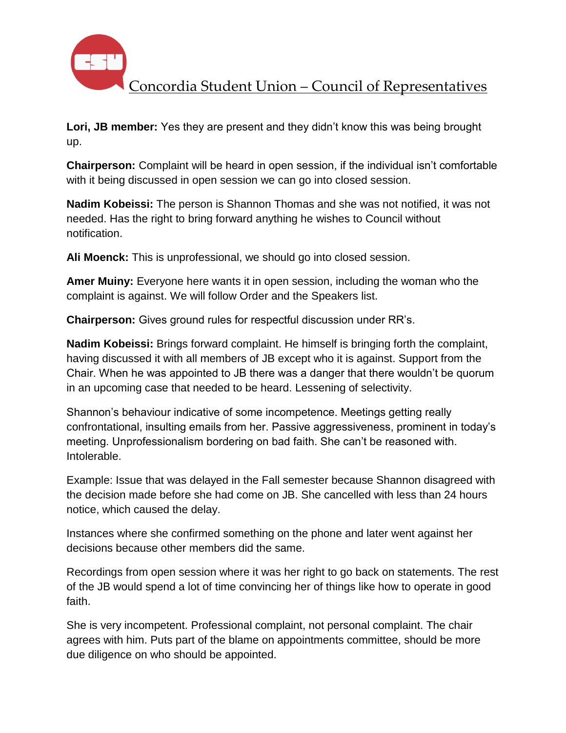**Lori, JB member:** Yes they are present and they didn't know this was being brought up.

**Chairperson:** Complaint will be heard in open session, if the individual isn't comfortable with it being discussed in open session we can go into closed session.

**Nadim Kobeissi:** The person is Shannon Thomas and she was not notified, it was not needed. Has the right to bring forward anything he wishes to Council without notification.

**Ali Moenck:** This is unprofessional, we should go into closed session.

**Amer Muiny:** Everyone here wants it in open session, including the woman who the complaint is against. We will follow Order and the Speakers list.

**Chairperson:** Gives ground rules for respectful discussion under RR's.

**Nadim Kobeissi:** Brings forward complaint. He himself is bringing forth the complaint, having discussed it with all members of JB except who it is against. Support from the Chair. When he was appointed to JB there was a danger that there wouldn't be quorum in an upcoming case that needed to be heard. Lessening of selectivity.

Shannon's behaviour indicative of some incompetence. Meetings getting really confrontational, insulting emails from her. Passive aggressiveness, prominent in today's meeting. Unprofessionalism bordering on bad faith. She can't be reasoned with. Intolerable.

Example: Issue that was delayed in the Fall semester because Shannon disagreed with the decision made before she had come on JB. She cancelled with less than 24 hours notice, which caused the delay.

Instances where she confirmed something on the phone and later went against her decisions because other members did the same.

Recordings from open session where it was her right to go back on statements. The rest of the JB would spend a lot of time convincing her of things like how to operate in good faith.

She is very incompetent. Professional complaint, not personal complaint. The chair agrees with him. Puts part of the blame on appointments committee, should be more due diligence on who should be appointed.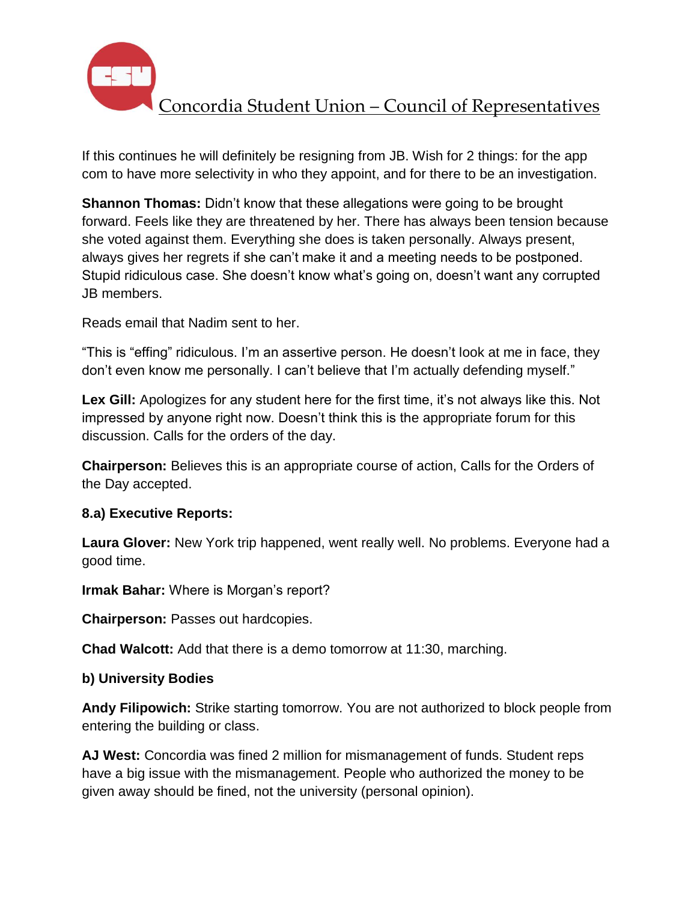If this continues he will definitely be resigning from JB. Wish for 2 things: for the app com to have more selectivity in who they appoint, and for there to be an investigation.

**Shannon Thomas:** Didn't know that these allegations were going to be brought forward. Feels like they are threatened by her. There has always been tension because she voted against them. Everything she does is taken personally. Always present, always gives her regrets if she can't make it and a meeting needs to be postponed. Stupid ridiculous case. She doesn't know what's going on, doesn't want any corrupted JB members.

Reads email that Nadim sent to her.

"This is "effing" ridiculous. I'm an assertive person. He doesn't look at me in face, they don't even know me personally. I can't believe that I'm actually defending myself."

**Lex Gill:** Apologizes for any student here for the first time, it's not always like this. Not impressed by anyone right now. Doesn't think this is the appropriate forum for this discussion. Calls for the orders of the day.

**Chairperson:** Believes this is an appropriate course of action, Calls for the Orders of the Day accepted.

**8.a) Executive Reports:**

**Laura Glover:** New York trip happened, went really well. No problems. Everyone had a good time.

**Irmak Bahar:** Where is Morgan's report?

**Chairperson:** Passes out hardcopies.

**Chad Walcott:** Add that there is a demo tomorrow at 11:30, marching.

**b) University Bodies**

**Andy Filipowich:** Strike starting tomorrow. You are not authorized to block people from entering the building or class.

**AJ West:** Concordia was fined 2 million for mismanagement of funds. Student reps have a big issue with the mismanagement. People who authorized the money to be given away should be fined, not the university (personal opinion).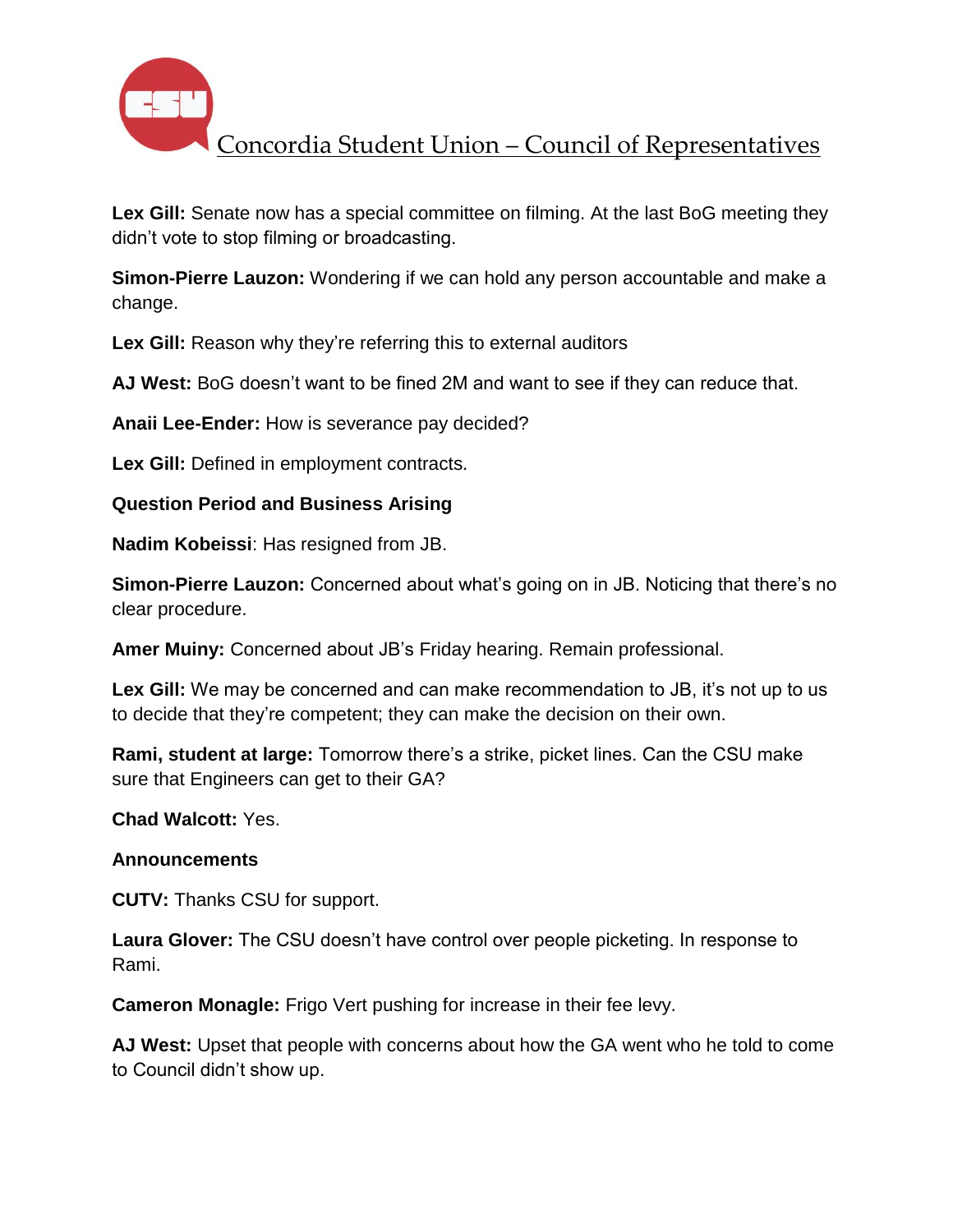**Lex Gill:** Senate now has a special committee on filming. At the last BoG meeting they didn't vote to stop filming or broadcasting.

**Simon-Pierre Lauzon:** Wondering if we can hold any person accountable and make a change.

**Lex Gill:** Reason why they're referring this to external auditors

**AJ West:** BoG doesn't want to be fined 2M and want to see if they can reduce that.

**Anaii Lee-Ender:** How is severance pay decided?

**Lex Gill:** Defined in employment contracts.

**Question Period and Business Arising**

**Nadim Kobeissi**: Has resigned from JB.

**Simon-Pierre Lauzon:** Concerned about what's going on in JB. Noticing that there's no clear procedure.

**Amer Muiny:** Concerned about JB's Friday hearing. Remain professional.

**Lex Gill:** We may be concerned and can make recommendation to JB, it's not up to us to decide that they're competent; they can make the decision on their own.

**Rami, student at large:** Tomorrow there's a strike, picket lines. Can the CSU make sure that Engineers can get to their GA?

**Chad Walcott:** Yes.

**Announcements**

**CUTV:** Thanks CSU for support.

**Laura Glover:** The CSU doesn't have control over people picketing. In response to Rami.

**Cameron Monagle:** Frigo Vert pushing for increase in their fee levy.

**AJ West:** Upset that people with concerns about how the GA went who he told to come to Council didn't show up.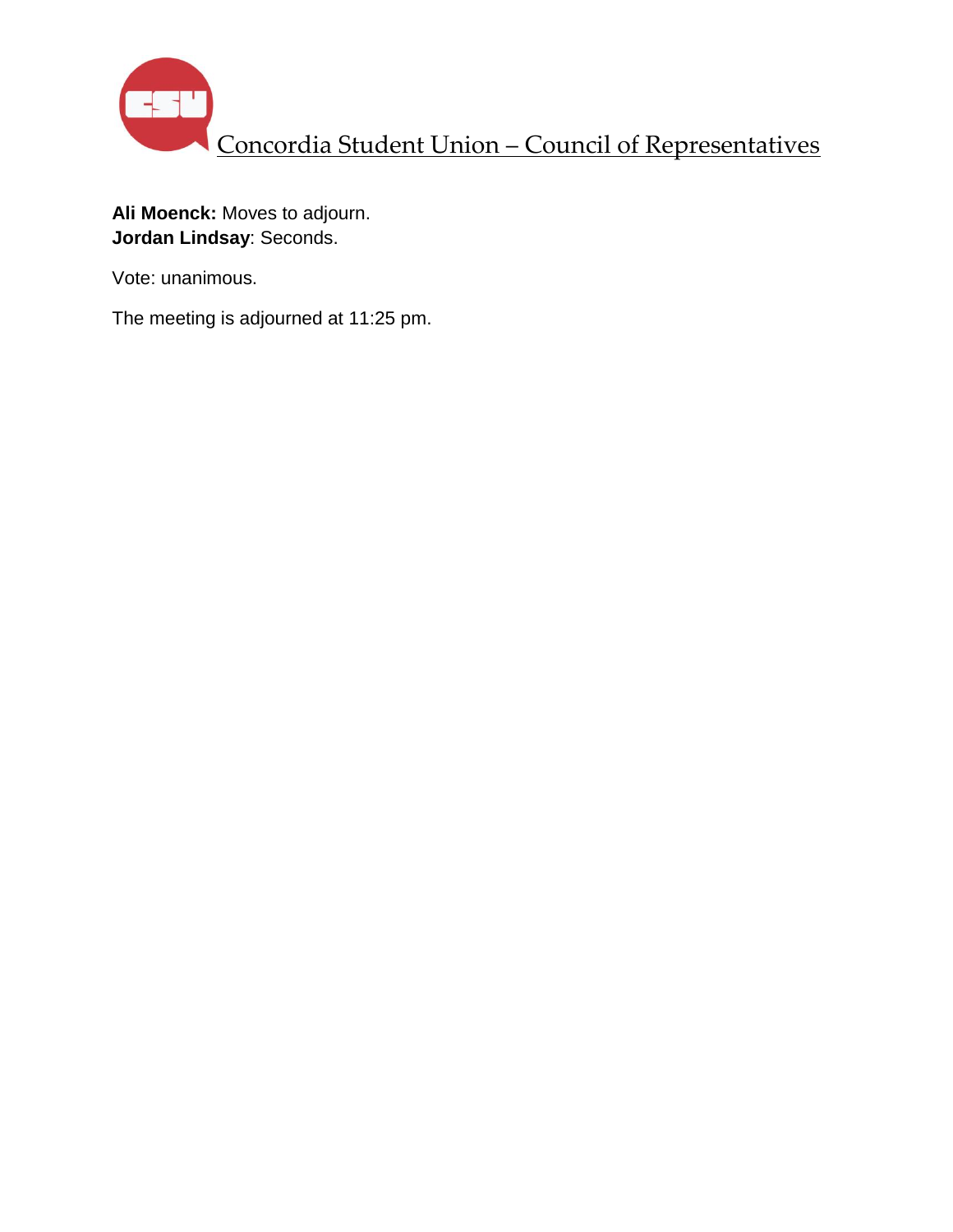**Ali Moenck:** Moves to adjourn.
**Jordan Lindsay**: Seconds.

Vote: unanimous.

The meeting is adjourned at 11:25 pm.